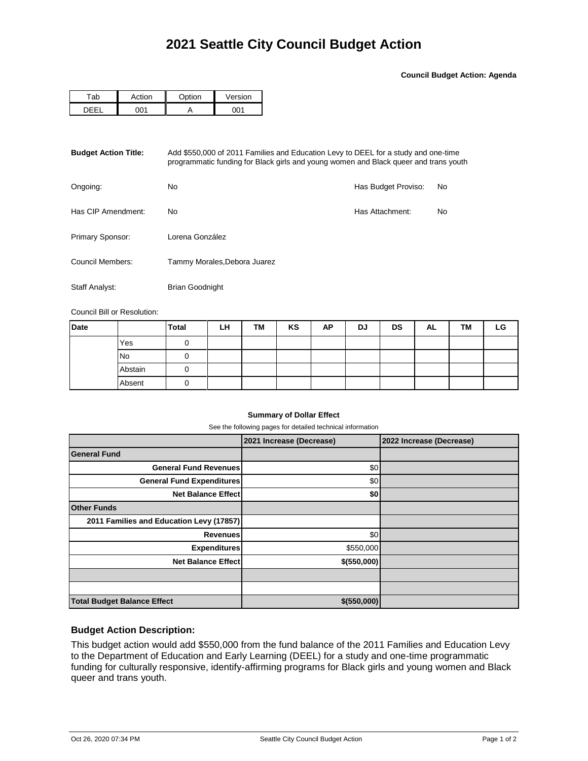# 2021 Seattle City Council Budget Action

**Council Budget Action: Agenda**

| Tab | Action | Option | Version |
|---|---|---|---|
| DEEL | 001 | A | 001 |

**Budget Action Title:** Add $550,000 of 2011 Families and Education Levy to DEEL for a study and one-time programmatic funding for Black girls and young women and Black queer and trans youth

Ongoing: No

Has Budget Proviso: No

Has CIP Amendment: No

Has Attachment: No

Primary Sponsor: Lorena González

Council Members: Tammy Morales,Debora Juarez

Staff Analyst: Brian Goodnight

Council Bill or Resolution:

| Date | | Total | LH | TM | KS | AP | DJ | DS | AL | TM | LG |
|---|---|---|---|---|---|---|---|---|---|---|---|
| | Yes | 0 | | | | | | | | | |
| | No | 0 | | | | | | | | | |
| | Abstain | 0 | | | | | | | | | |
| | Absent | 0 | | | | | | | | | |

**Summary of Dollar Effect**

See the following pages for detailed technical information

| | 2021 Increase (Decrease) | 2022 Increase (Decrease) |
|---|---|---|
| **General Fund** | | |
| **General Fund Revenues** | $0 | |
| **General Fund Expenditures** | $0 | |
| **Net Balance Effect** | **$0** | |
| **Other Funds** | | |
| **2011 Families and Education Levy (17857)** | | |
| **Revenues** | $0 | |
| **Expenditures** | $550,000 | |
| **Net Balance Effect** | **$(550,000)** | |
| | | |
| | | |
| **Total Budget Balance Effect** | **$(550,000)** | |

### Budget Action Description:

This budget action would add $550,000 from the fund balance of the 2011 Families and Education Levy to the Department of Education and Early Learning (DEEL) for a study and one-time programmatic funding for culturally responsive, identify-affirming programs for Black girls and young women and Black queer and trans youth.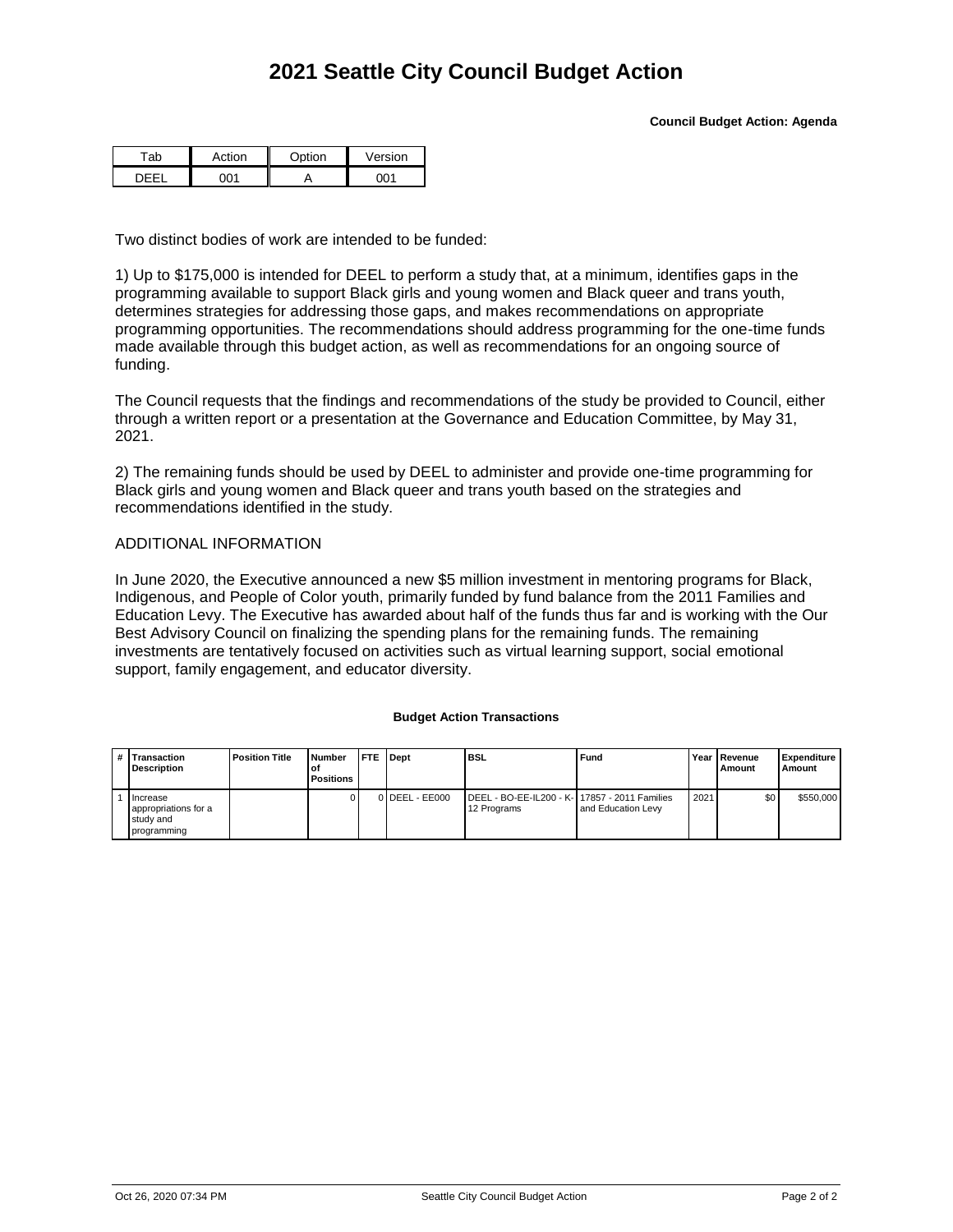# 2021 Seattle City Council Budget Action

**Council Budget Action: Agenda**

| Tab | Action | Option | Version |
|---|---|---|---|
| DEEL | 001 | A | 001 |

Two distinct bodies of work are intended to be funded:

1) Up to $175,000 is intended for DEEL to perform a study that, at a minimum, identifies gaps in the programming available to support Black girls and young women and Black queer and trans youth, determines strategies for addressing those gaps, and makes recommendations on appropriate programming opportunities. The recommendations should address programming for the one-time funds made available through this budget action, as well as recommendations for an ongoing source of funding.

The Council requests that the findings and recommendations of the study be provided to Council, either through a written report or a presentation at the Governance and Education Committee, by May 31, 2021.

2) The remaining funds should be used by DEEL to administer and provide one-time programming for Black girls and young women and Black queer and trans youth based on the strategies and recommendations identified in the study.

ADDITIONAL INFORMATION

In June 2020, the Executive announced a new $5 million investment in mentoring programs for Black, Indigenous, and People of Color youth, primarily funded by fund balance from the 2011 Families and Education Levy. The Executive has awarded about half of the funds thus far and is working with the Our Best Advisory Council on finalizing the spending plans for the remaining funds. The remaining investments are tentatively focused on activities such as virtual learning support, social emotional support, family engagement, and educator diversity.

**Budget Action Transactions**

| # | Transaction Description | Position Title | Number of Positions | FTE | Dept | BSL | Fund | Year | Revenue Amount | Expenditure Amount |
|---|---|---|---|---|---|---|---|---|---|---|
| 1 | Increase appropriations for a study and programming | | 0 | 0 | DEEL - EE000 | DEEL - BO-EE-IL200 - K-12 Programs | 17857 - 2011 Families and Education Levy | 2021 | $0 | $550,000 |